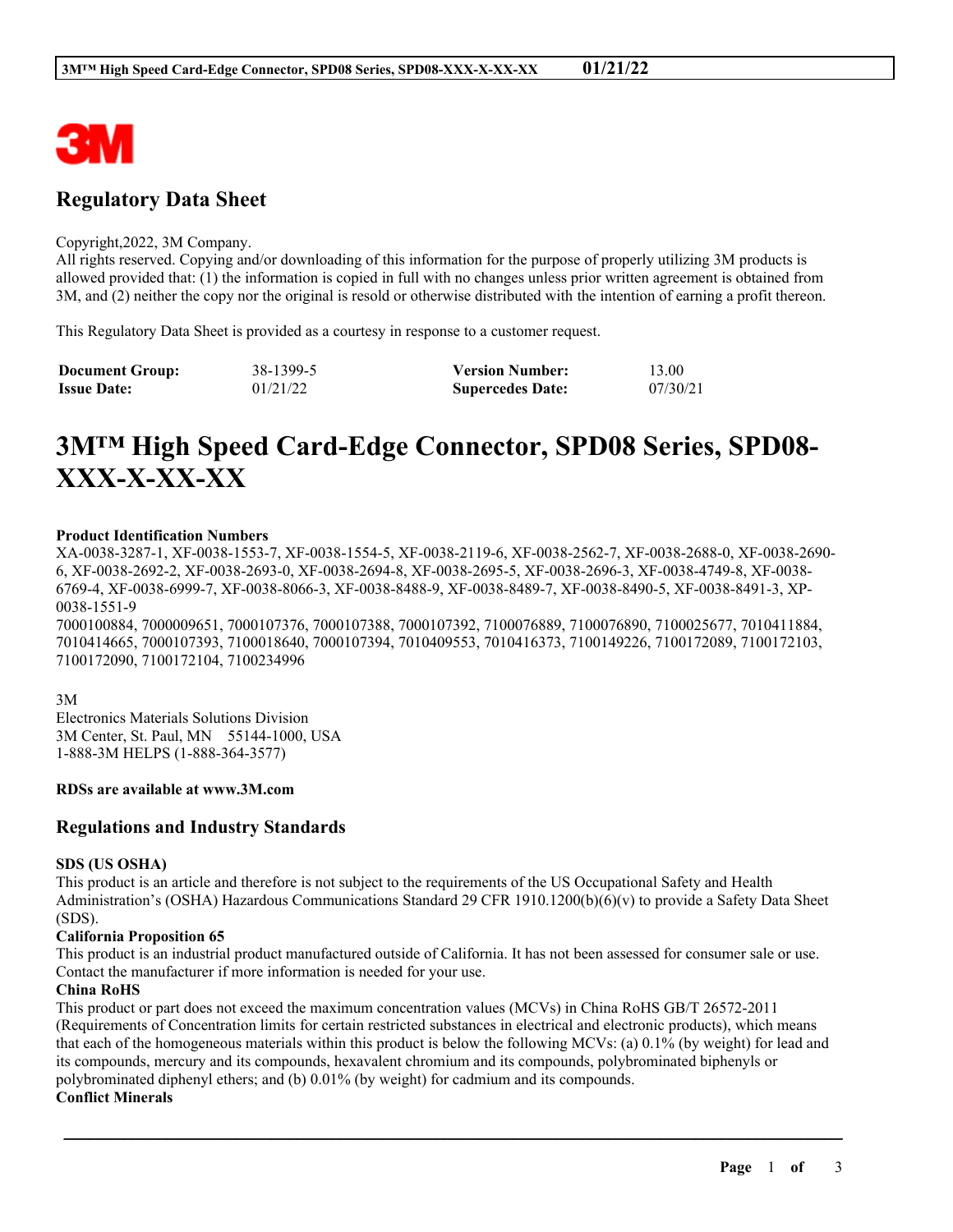3M

## Regulatory Data Sheet

Copyright,2022, 3M Company.
All rights reserved. Copying and/or downloading of this information for the purpose of properly utilizing 3M products is allowed provided that: (1) the information is copied in full with no changes unless prior written agreement is obtained from 3M, and (2) neither the copy nor the original is resold or otherwise distributed with the intention of earning a profit thereon.

This Regulatory Data Sheet is provided as a courtesy in response to a customer request.

| | | | |
|---|---|---|---|
| **Document Group:** | 38-1399-5 | **Version Number:** | 13.00 |
| **Issue Date:** | 01/21/22 | **Supercedes Date:** | 07/30/21 |

# 3M™ High Speed Card-Edge Connector, SPD08 Series, SPD08-XXX-X-XX-XX

**Product Identification Numbers**
XA-0038-3287-1, XF-0038-1553-7, XF-0038-1554-5, XF-0038-2119-6, XF-0038-2562-7, XF-0038-2688-0, XF-0038-2690-6, XF-0038-2692-2, XF-0038-2693-0, XF-0038-2694-8, XF-0038-2695-5, XF-0038-2696-3, XF-0038-4749-8, XF-0038-6769-4, XF-0038-6999-7, XF-0038-8066-3, XF-0038-8488-9, XF-0038-8489-7, XF-0038-8490-5, XF-0038-8491-3, XP-0038-1551-9
7000100884, 7000009651, 7000107376, 7000107388, 7000107392, 7100076889, 7100076890, 7100025677, 7010411884, 7010414665, 7000107393, 7100018640, 7000107394, 7010409553, 7010416373, 7100149226, 7100172089, 7100172103, 7100172090, 7100172104, 7100234996

3M
Electronics Materials Solutions Division
3M Center, St. Paul, MN 55144-1000, USA
1-888-3M HELPS (1-888-364-3577)

**RDSs are available at www.3M.com**

## Regulations and Industry Standards

**SDS (US OSHA)**
This product is an article and therefore is not subject to the requirements of the US Occupational Safety and Health Administration's (OSHA) Hazardous Communications Standard 29 CFR 1910.1200(b)(6)(v) to provide a Safety Data Sheet (SDS).

**California Proposition 65**
This product is an industrial product manufactured outside of California. It has not been assessed for consumer sale or use. Contact the manufacturer if more information is needed for your use.

**China RoHS**
This product or part does not exceed the maximum concentration values (MCVs) in China RoHS GB/T 26572-2011 (Requirements of Concentration limits for certain restricted substances in electrical and electronic products), which means that each of the homogeneous materials within this product is below the following MCVs: (a) 0.1% (by weight) for lead and its compounds, mercury and its compounds, hexavalent chromium and its compounds, polybrominated biphenyls or polybrominated diphenyl ethers; and (b) 0.01% (by weight) for cadmium and its compounds.

**Conflict Minerals**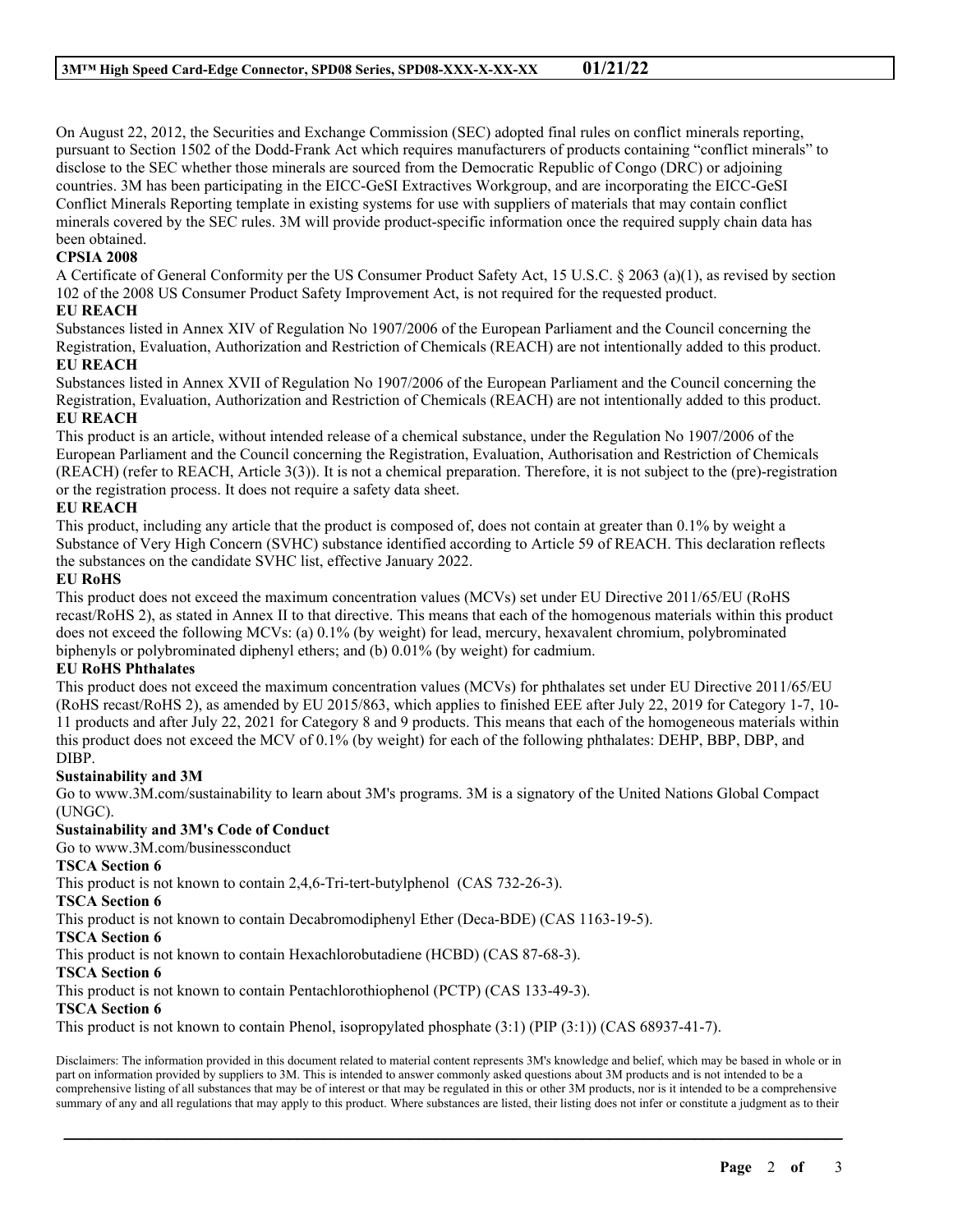On August 22, 2012, the Securities and Exchange Commission (SEC) adopted final rules on conflict minerals reporting, pursuant to Section 1502 of the Dodd-Frank Act which requires manufacturers of products containing "conflict minerals" to disclose to the SEC whether those minerals are sourced from the Democratic Republic of Congo (DRC) or adjoining countries. 3M has been participating in the EICC-GeSI Extractives Workgroup, and are incorporating the EICC-GeSI Conflict Minerals Reporting template in existing systems for use with suppliers of materials that may contain conflict minerals covered by the SEC rules. 3M will provide product-specific information once the required supply chain data has been obtained.

**CPSIA 2008**

A Certificate of General Conformity per the US Consumer Product Safety Act, 15 U.S.C. § 2063 (a)(1), as revised by section 102 of the 2008 US Consumer Product Safety Improvement Act, is not required for the requested product.

**EU REACH**

Substances listed in Annex XIV of Regulation No 1907/2006 of the European Parliament and the Council concerning the Registration, Evaluation, Authorization and Restriction of Chemicals (REACH) are not intentionally added to this product.

**EU REACH**

Substances listed in Annex XVII of Regulation No 1907/2006 of the European Parliament and the Council concerning the Registration, Evaluation, Authorization and Restriction of Chemicals (REACH) are not intentionally added to this product.

**EU REACH**

This product is an article, without intended release of a chemical substance, under the Regulation No 1907/2006 of the European Parliament and the Council concerning the Registration, Evaluation, Authorisation and Restriction of Chemicals (REACH) (refer to REACH, Article 3(3)). It is not a chemical preparation. Therefore, it is not subject to the (pre)-registration or the registration process. It does not require a safety data sheet.

**EU REACH**

This product, including any article that the product is composed of, does not contain at greater than 0.1% by weight a Substance of Very High Concern (SVHC) substance identified according to Article 59 of REACH. This declaration reflects the substances on the candidate SVHC list, effective January 2022.

**EU RoHS**

This product does not exceed the maximum concentration values (MCVs) set under EU Directive 2011/65/EU (RoHS recast/RoHS 2), as stated in Annex II to that directive. This means that each of the homogenous materials within this product does not exceed the following MCVs: (a) 0.1% (by weight) for lead, mercury, hexavalent chromium, polybrominated biphenyls or polybrominated diphenyl ethers; and (b) 0.01% (by weight) for cadmium.

**EU RoHS Phthalates**

This product does not exceed the maximum concentration values (MCVs) for phthalates set under EU Directive 2011/65/EU (RoHS recast/RoHS 2), as amended by EU 2015/863, which applies to finished EEE after July 22, 2019 for Category 1-7, 10-11 products and after July 22, 2021 for Category 8 and 9 products. This means that each of the homogeneous materials within this product does not exceed the MCV of 0.1% (by weight) for each of the following phthalates: DEHP, BBP, DBP, and DIBP.

**Sustainability and 3M**

Go to www.3M.com/sustainability to learn about 3M's programs. 3M is a signatory of the United Nations Global Compact (UNGC).

**Sustainability and 3M's Code of Conduct**

Go to www.3M.com/businessconduct

**TSCA Section 6**

This product is not known to contain 2,4,6-Tri-tert-butylphenol (CAS 732-26-3).

**TSCA Section 6**

This product is not known to contain Decabromodiphenyl Ether (Deca-BDE) (CAS 1163-19-5).

**TSCA Section 6**

This product is not known to contain Hexachlorobutadiene (HCBD) (CAS 87-68-3).

**TSCA Section 6**

This product is not known to contain Pentachlorothiophenol (PCTP) (CAS 133-49-3).

**TSCA Section 6**

This product is not known to contain Phenol, isopropylated phosphate (3:1) (PIP (3:1)) (CAS 68937-41-7).

Disclaimers: The information provided in this document related to material content represents 3M's knowledge and belief, which may be based in whole or in part on information provided by suppliers to 3M. This is intended to answer commonly asked questions about 3M products and is not intended to be a comprehensive listing of all substances that may be of interest or that may be regulated in this or other 3M products, nor is it intended to be a comprehensive summary of any and all regulations that may apply to this product. Where substances are listed, their listing does not infer or constitute a judgment as to their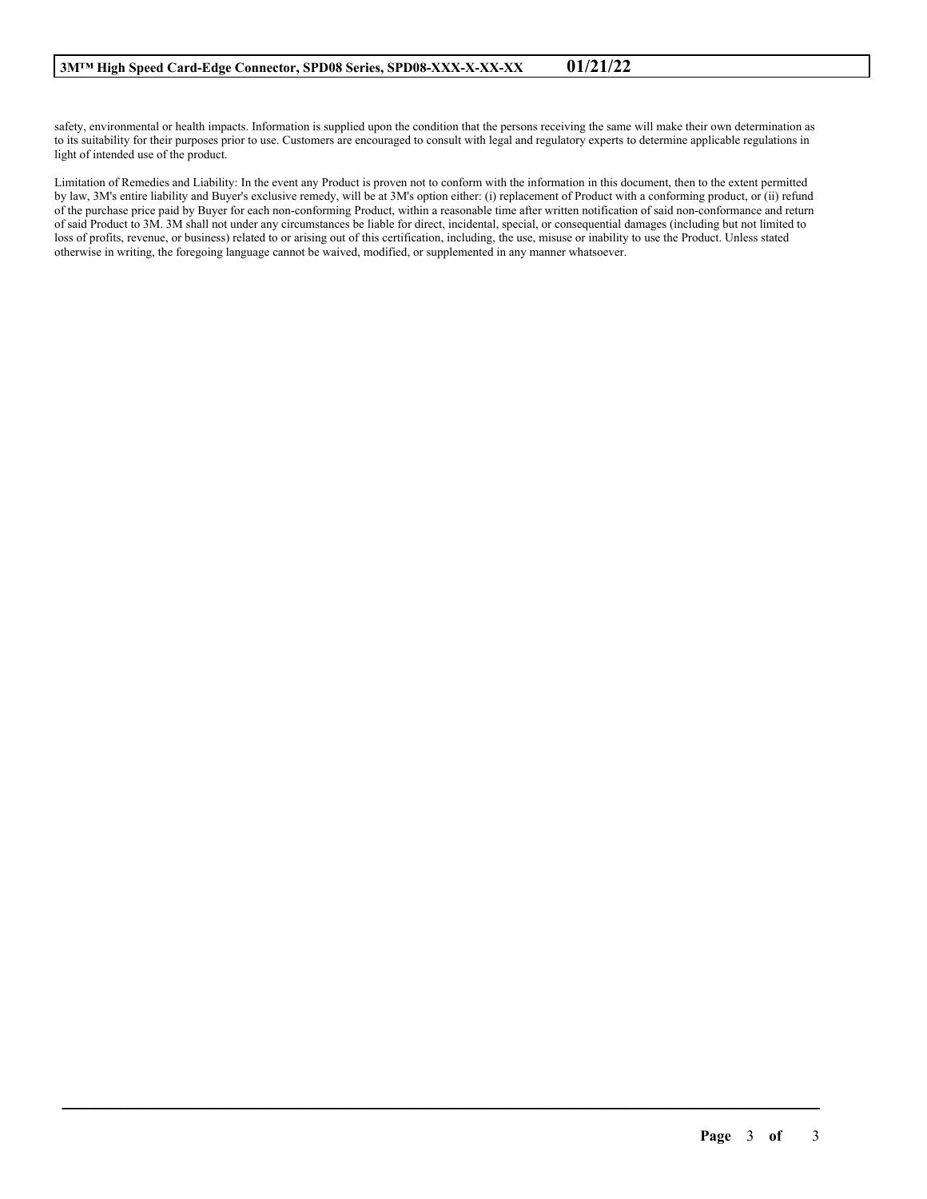safety, environmental or health impacts. Information is supplied upon the condition that the persons receiving the same will make their own determination as to its suitability for their purposes prior to use. Customers are encouraged to consult with legal and regulatory experts to determine applicable regulations in light of intended use of the product.

Limitation of Remedies and Liability: In the event any Product is proven not to conform with the information in this document, then to the extent permitted by law, 3M's entire liability and Buyer's exclusive remedy, will be at 3M's option either: (i) replacement of Product with a conforming product, or (ii) refund of the purchase price paid by Buyer for each non-conforming Product, within a reasonable time after written notification of said non-conformance and return of said Product to 3M. 3M shall not under any circumstances be liable for direct, incidental, special, or consequential damages (including but not limited to loss of profits, revenue, or business) related to or arising out of this certification, including, the use, misuse or inability to use the Product. Unless stated otherwise in writing, the foregoing language cannot be waived, modified, or supplemented in any manner whatsoever.